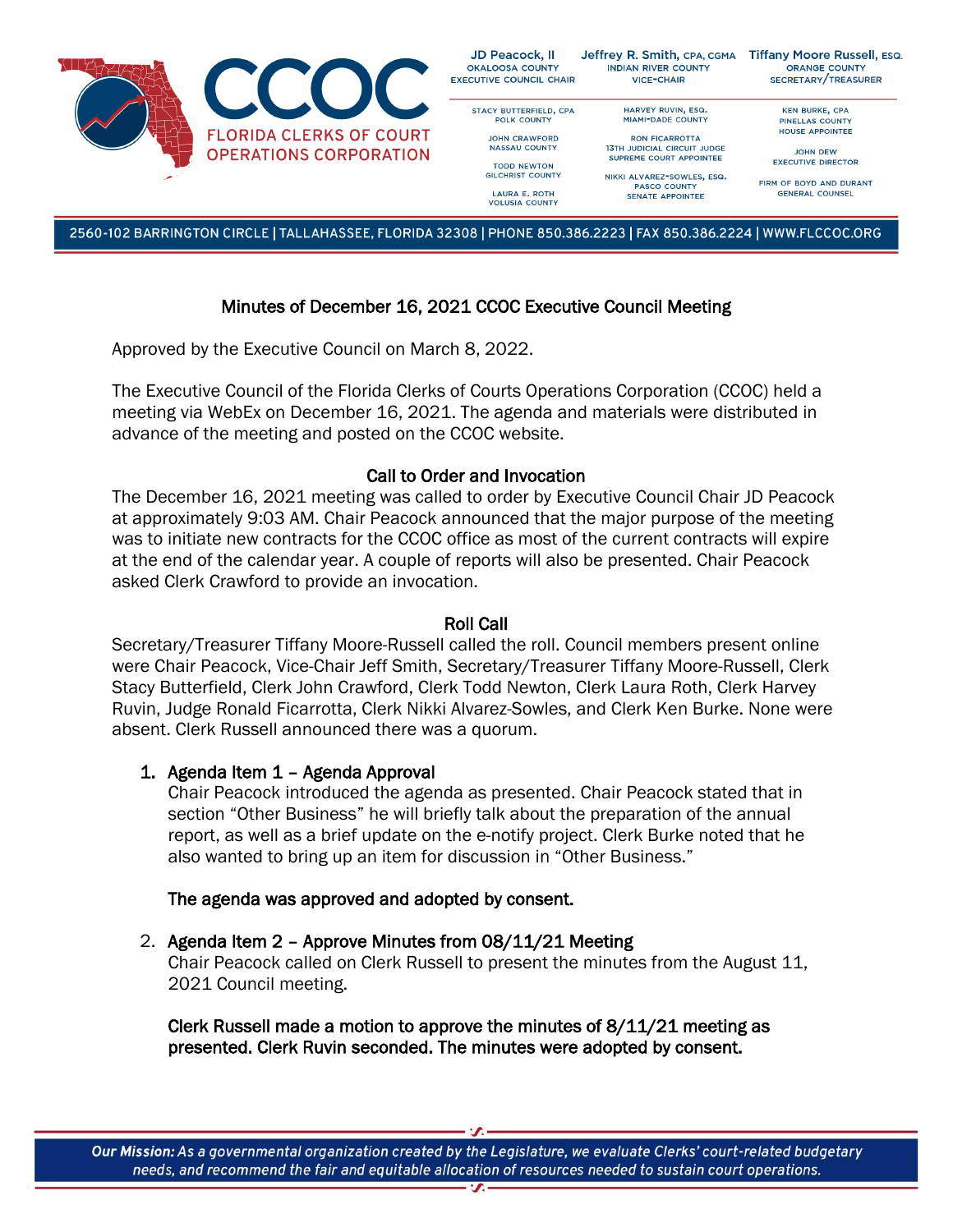CCOC
FLORIDA CLERKS OF COURT OPERATIONS CORPORATION

| JD Peacock, II<br>OKALOOSA COUNTY<br>EXECUTIVE COUNCIL CHAIR | Jeffrey R. Smith, CPA, CGMA<br>INDIAN RIVER COUNTY<br>VICE-CHAIR | Tiffany Moore Russell, ESQ.<br>ORANGE COUNTY<br>SECRETARY/TREASURER |
|---|---|---|
| STACY BUTTERFIELD, CPA<br>POLK COUNTY | HARVEY RUVIN, ESQ.<br>MIAMI-DADE COUNTY | KEN BURKE, CPA<br>PINELLAS COUNTY<br>HOUSE APPOINTEE |
| JOHN CRAWFORD<br>NASSAU COUNTY | RON FICARROTTA<br>13TH JUDICIAL CIRCUIT JUDGE<br>SUPREME COURT APPOINTEE | JOHN DEW<br>EXECUTIVE DIRECTOR |
| TODD NEWTON<br>GILCHRIST COUNTY | NIKKI ALVAREZ-SOWLES, ESQ.<br>PASCO COUNTY<br>SENATE APPOINTEE | FIRM OF BOYD AND DURANT<br>GENERAL COUNSEL |
| LAURA E. ROTH<br>VOLUSIA COUNTY | | |

2560-102 BARRINGTON CIRCLE | TALLAHASSEE, FLORIDA 32308 | PHONE 850.386.2223 | FAX 850.386.2224 | WWW.FLCCOC.ORG

# Minutes of December 16, 2021 CCOC Executive Council Meeting

Approved by the Executive Council on March 8, 2022.

The Executive Council of the Florida Clerks of Courts Operations Corporation (CCOC) held a meeting via WebEx on December 16, 2021. The agenda and materials were distributed in advance of the meeting and posted on the CCOC website.

## Call to Order and Invocation

The December 16, 2021 meeting was called to order by Executive Council Chair JD Peacock at approximately 9:03 AM. Chair Peacock announced that the major purpose of the meeting was to initiate new contracts for the CCOC office as most of the current contracts will expire at the end of the calendar year. A couple of reports will also be presented. Chair Peacock asked Clerk Crawford to provide an invocation.

## Roll Call

Secretary/Treasurer Tiffany Moore-Russell called the roll. Council members present online were Chair Peacock, Vice-Chair Jeff Smith, Secretary/Treasurer Tiffany Moore-Russell, Clerk Stacy Butterfield, Clerk John Crawford, Clerk Todd Newton, Clerk Laura Roth, Clerk Harvey Ruvin, Judge Ronald Ficarrotta, Clerk Nikki Alvarez-Sowles, and Clerk Ken Burke. None were absent. Clerk Russell announced there was a quorum.

1. **Agenda Item 1 – Agenda Approval**
   Chair Peacock introduced the agenda as presented. Chair Peacock stated that in section "Other Business" he will briefly talk about the preparation of the annual report, as well as a brief update on the e-notify project. Clerk Burke noted that he also wanted to bring up an item for discussion in "Other Business."

   **The agenda was approved and adopted by consent.**

2. **Agenda Item 2 – Approve Minutes from 08/11/21 Meeting**
   Chair Peacock called on Clerk Russell to present the minutes from the August 11, 2021 Council meeting.

   **Clerk Russell made a motion to approve the minutes of 8/11/21 meeting as presented. Clerk Ruvin seconded. The minutes were adopted by consent.**

***Our Mission:*** *As a governmental organization created by the Legislature, we evaluate Clerks' court-related budgetary needs, and recommend the fair and equitable allocation of resources needed to sustain court operations.*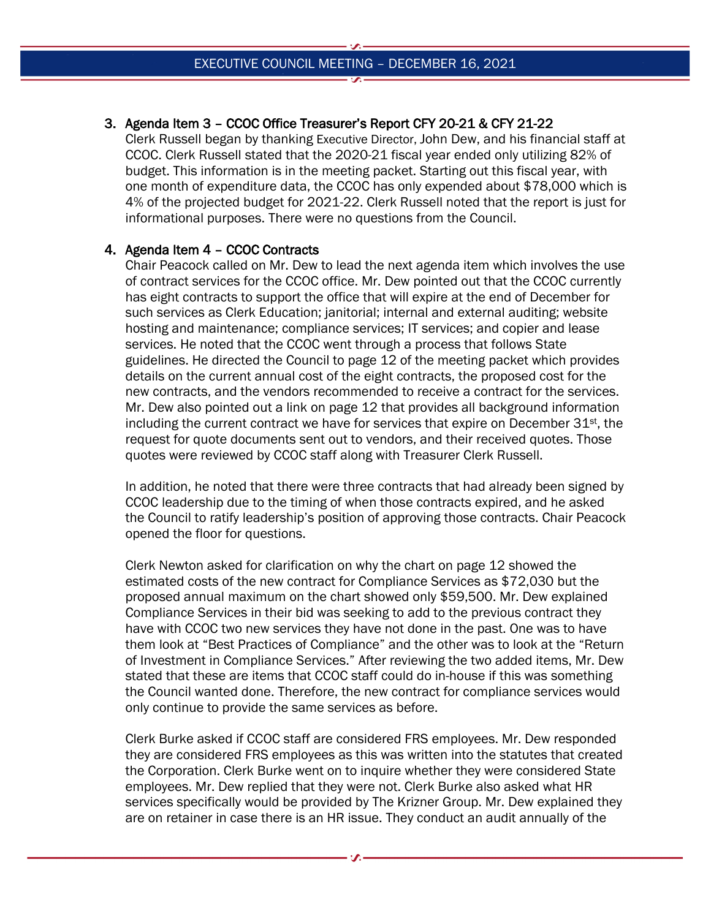3. **Agenda Item 3 – CCOC Office Treasurer's Report CFY 20-21 & CFY 21-22**

   Clerk Russell began by thanking Executive Director, John Dew, and his financial staff at CCOC. Clerk Russell stated that the 2020-21 fiscal year ended only utilizing 82% of budget. This information is in the meeting packet. Starting out this fiscal year, with one month of expenditure data, the CCOC has only expended about $78,000 which is 4% of the projected budget for 2021-22. Clerk Russell noted that the report is just for informational purposes. There were no questions from the Council.

4. **Agenda Item 4 – CCOC Contracts**

   Chair Peacock called on Mr. Dew to lead the next agenda item which involves the use of contract services for the CCOC office. Mr. Dew pointed out that the CCOC currently has eight contracts to support the office that will expire at the end of December for such services as Clerk Education; janitorial; internal and external auditing; website hosting and maintenance; compliance services; IT services; and copier and lease services. He noted that the CCOC went through a process that follows State guidelines. He directed the Council to page 12 of the meeting packet which provides details on the current annual cost of the eight contracts, the proposed cost for the new contracts, and the vendors recommended to receive a contract for the services. Mr. Dew also pointed out a link on page 12 that provides all background information including the current contract we have for services that expire on December 31st, the request for quote documents sent out to vendors, and their received quotes. Those quotes were reviewed by CCOC staff along with Treasurer Clerk Russell.

   In addition, he noted that there were three contracts that had already been signed by CCOC leadership due to the timing of when those contracts expired, and he asked the Council to ratify leadership's position of approving those contracts. Chair Peacock opened the floor for questions.

   Clerk Newton asked for clarification on why the chart on page 12 showed the estimated costs of the new contract for Compliance Services as $72,030 but the proposed annual maximum on the chart showed only $59,500. Mr. Dew explained Compliance Services in their bid was seeking to add to the previous contract they have with CCOC two new services they have not done in the past. One was to have them look at "Best Practices of Compliance" and the other was to look at the "Return of Investment in Compliance Services." After reviewing the two added items, Mr. Dew stated that these are items that CCOC staff could do in-house if this was something the Council wanted done. Therefore, the new contract for compliance services would only continue to provide the same services as before.

   Clerk Burke asked if CCOC staff are considered FRS employees. Mr. Dew responded they are considered FRS employees as this was written into the statutes that created the Corporation. Clerk Burke went on to inquire whether they were considered State employees. Mr. Dew replied that they were not. Clerk Burke also asked what HR services specifically would be provided by The Krizner Group. Mr. Dew explained they are on retainer in case there is an HR issue. They conduct an audit annually of the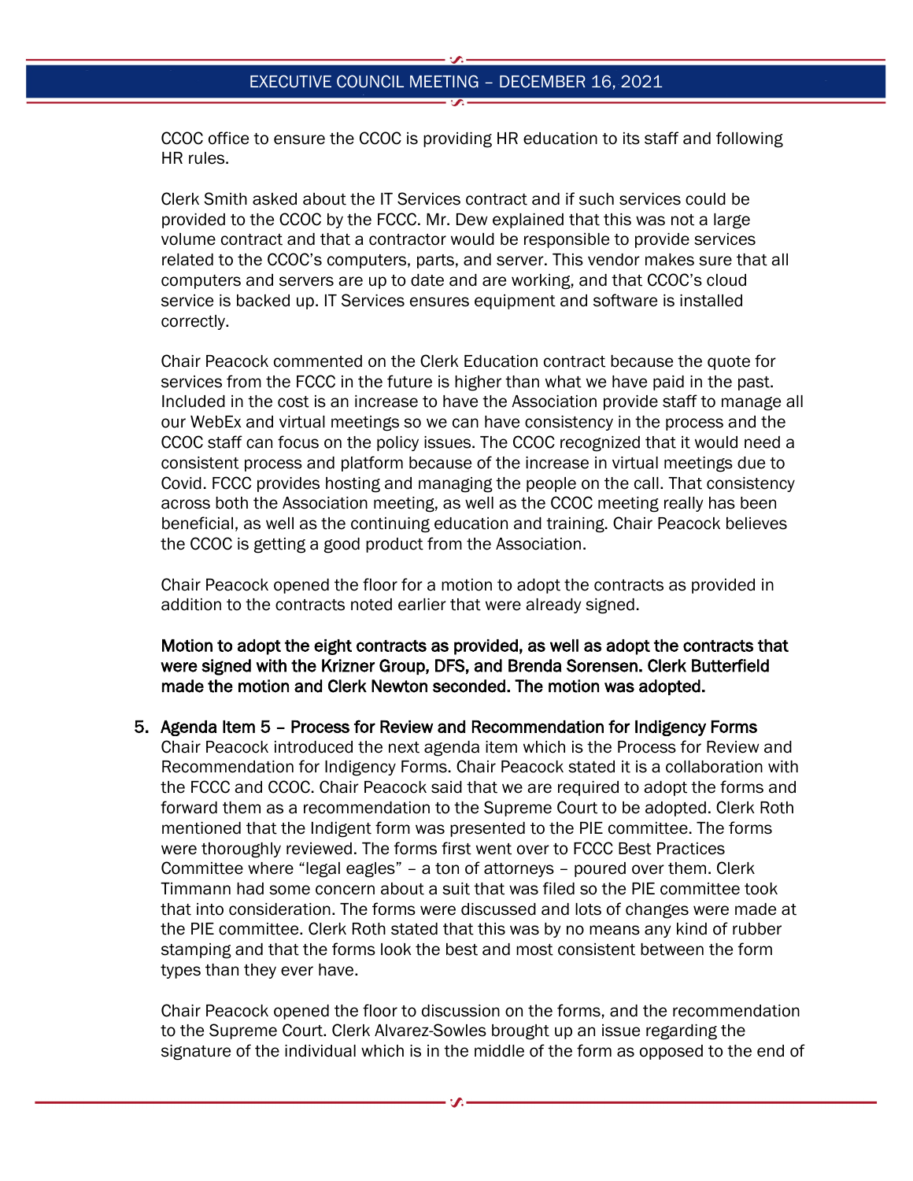CCOC office to ensure the CCOC is providing HR education to its staff and following HR rules.

Clerk Smith asked about the IT Services contract and if such services could be provided to the CCOC by the FCCC. Mr. Dew explained that this was not a large volume contract and that a contractor would be responsible to provide services related to the CCOC's computers, parts, and server. This vendor makes sure that all computers and servers are up to date and are working, and that CCOC's cloud service is backed up. IT Services ensures equipment and software is installed correctly.

Chair Peacock commented on the Clerk Education contract because the quote for services from the FCCC in the future is higher than what we have paid in the past. Included in the cost is an increase to have the Association provide staff to manage all our WebEx and virtual meetings so we can have consistency in the process and the CCOC staff can focus on the policy issues. The CCOC recognized that it would need a consistent process and platform because of the increase in virtual meetings due to Covid. FCCC provides hosting and managing the people on the call. That consistency across both the Association meeting, as well as the CCOC meeting really has been beneficial, as well as the continuing education and training. Chair Peacock believes the CCOC is getting a good product from the Association.

Chair Peacock opened the floor for a motion to adopt the contracts as provided in addition to the contracts noted earlier that were already signed.

**Motion to adopt the eight contracts as provided, as well as adopt the contracts that were signed with the Krizner Group, DFS, and Brenda Sorensen. Clerk Butterfield made the motion and Clerk Newton seconded. The motion was adopted.**

5. **Agenda Item 5 – Process for Review and Recommendation for Indigency Forms**
   Chair Peacock introduced the next agenda item which is the Process for Review and Recommendation for Indigency Forms. Chair Peacock stated it is a collaboration with the FCCC and CCOC. Chair Peacock said that we are required to adopt the forms and forward them as a recommendation to the Supreme Court to be adopted. Clerk Roth mentioned that the Indigent form was presented to the PIE committee. The forms were thoroughly reviewed. The forms first went over to FCCC Best Practices Committee where "legal eagles" – a ton of attorneys – poured over them. Clerk Timmann had some concern about a suit that was filed so the PIE committee took that into consideration. The forms were discussed and lots of changes were made at the PIE committee. Clerk Roth stated that this was by no means any kind of rubber stamping and that the forms look the best and most consistent between the form types than they ever have.

   Chair Peacock opened the floor to discussion on the forms, and the recommendation to the Supreme Court. Clerk Alvarez-Sowles brought up an issue regarding the signature of the individual which is in the middle of the form as opposed to the end of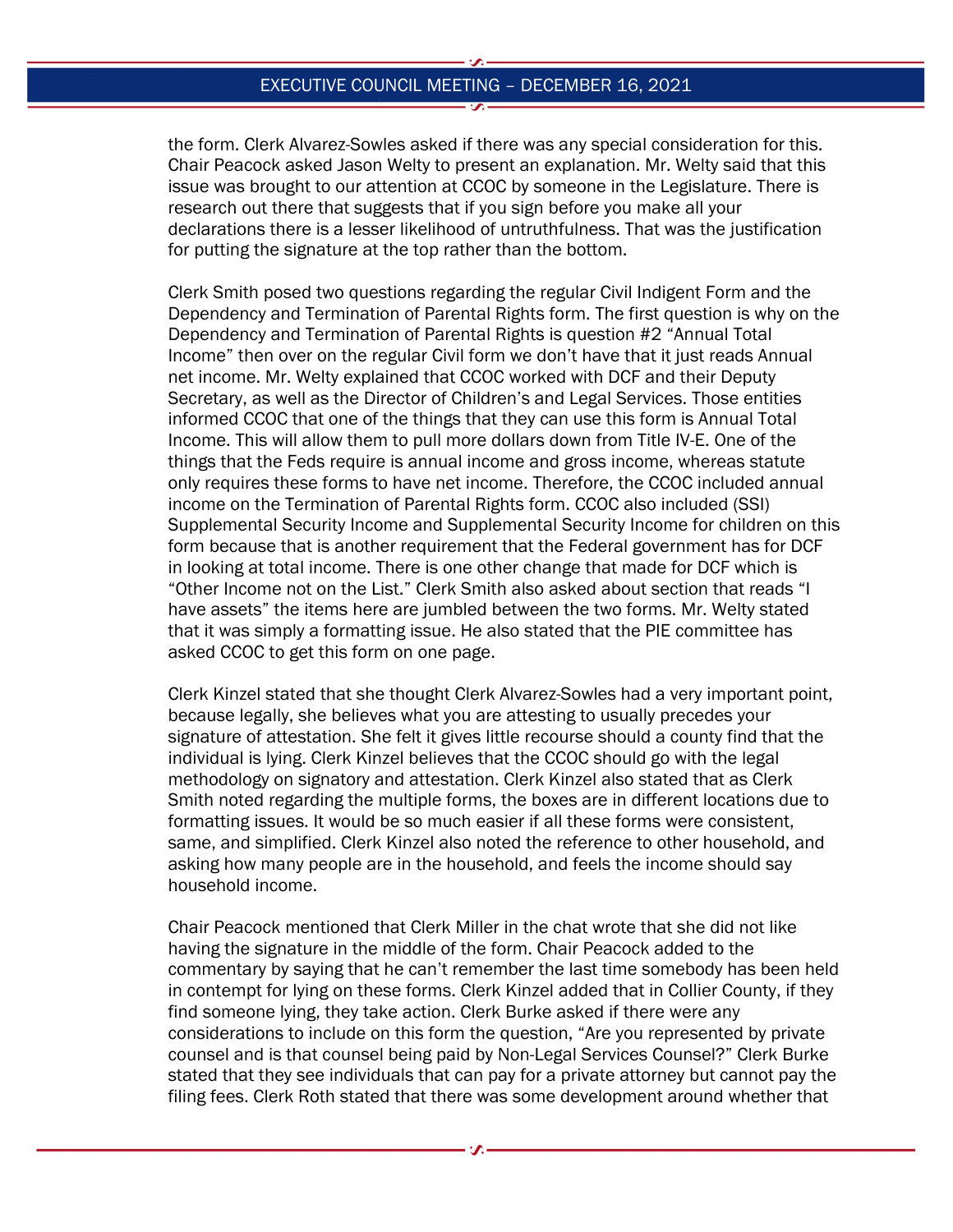the form. Clerk Alvarez-Sowles asked if there was any special consideration for this. Chair Peacock asked Jason Welty to present an explanation. Mr. Welty said that this issue was brought to our attention at CCOC by someone in the Legislature. There is research out there that suggests that if you sign before you make all your declarations there is a lesser likelihood of untruthfulness. That was the justification for putting the signature at the top rather than the bottom.

Clerk Smith posed two questions regarding the regular Civil Indigent Form and the Dependency and Termination of Parental Rights form. The first question is why on the Dependency and Termination of Parental Rights is question #2 "Annual Total Income" then over on the regular Civil form we don't have that it just reads Annual net income. Mr. Welty explained that CCOC worked with DCF and their Deputy Secretary, as well as the Director of Children's and Legal Services. Those entities informed CCOC that one of the things that they can use this form is Annual Total Income. This will allow them to pull more dollars down from Title IV-E. One of the things that the Feds require is annual income and gross income, whereas statute only requires these forms to have net income. Therefore, the CCOC included annual income on the Termination of Parental Rights form. CCOC also included (SSI) Supplemental Security Income and Supplemental Security Income for children on this form because that is another requirement that the Federal government has for DCF in looking at total income. There is one other change that made for DCF which is "Other Income not on the List." Clerk Smith also asked about section that reads "I have assets" the items here are jumbled between the two forms. Mr. Welty stated that it was simply a formatting issue. He also stated that the PIE committee has asked CCOC to get this form on one page.

Clerk Kinzel stated that she thought Clerk Alvarez-Sowles had a very important point, because legally, she believes what you are attesting to usually precedes your signature of attestation. She felt it gives little recourse should a county find that the individual is lying. Clerk Kinzel believes that the CCOC should go with the legal methodology on signatory and attestation. Clerk Kinzel also stated that as Clerk Smith noted regarding the multiple forms, the boxes are in different locations due to formatting issues. It would be so much easier if all these forms were consistent, same, and simplified. Clerk Kinzel also noted the reference to other household, and asking how many people are in the household, and feels the income should say household income.

Chair Peacock mentioned that Clerk Miller in the chat wrote that she did not like having the signature in the middle of the form. Chair Peacock added to the commentary by saying that he can't remember the last time somebody has been held in contempt for lying on these forms. Clerk Kinzel added that in Collier County, if they find someone lying, they take action. Clerk Burke asked if there were any considerations to include on this form the question, "Are you represented by private counsel and is that counsel being paid by Non-Legal Services Counsel?" Clerk Burke stated that they see individuals that can pay for a private attorney but cannot pay the filing fees. Clerk Roth stated that there was some development around whether that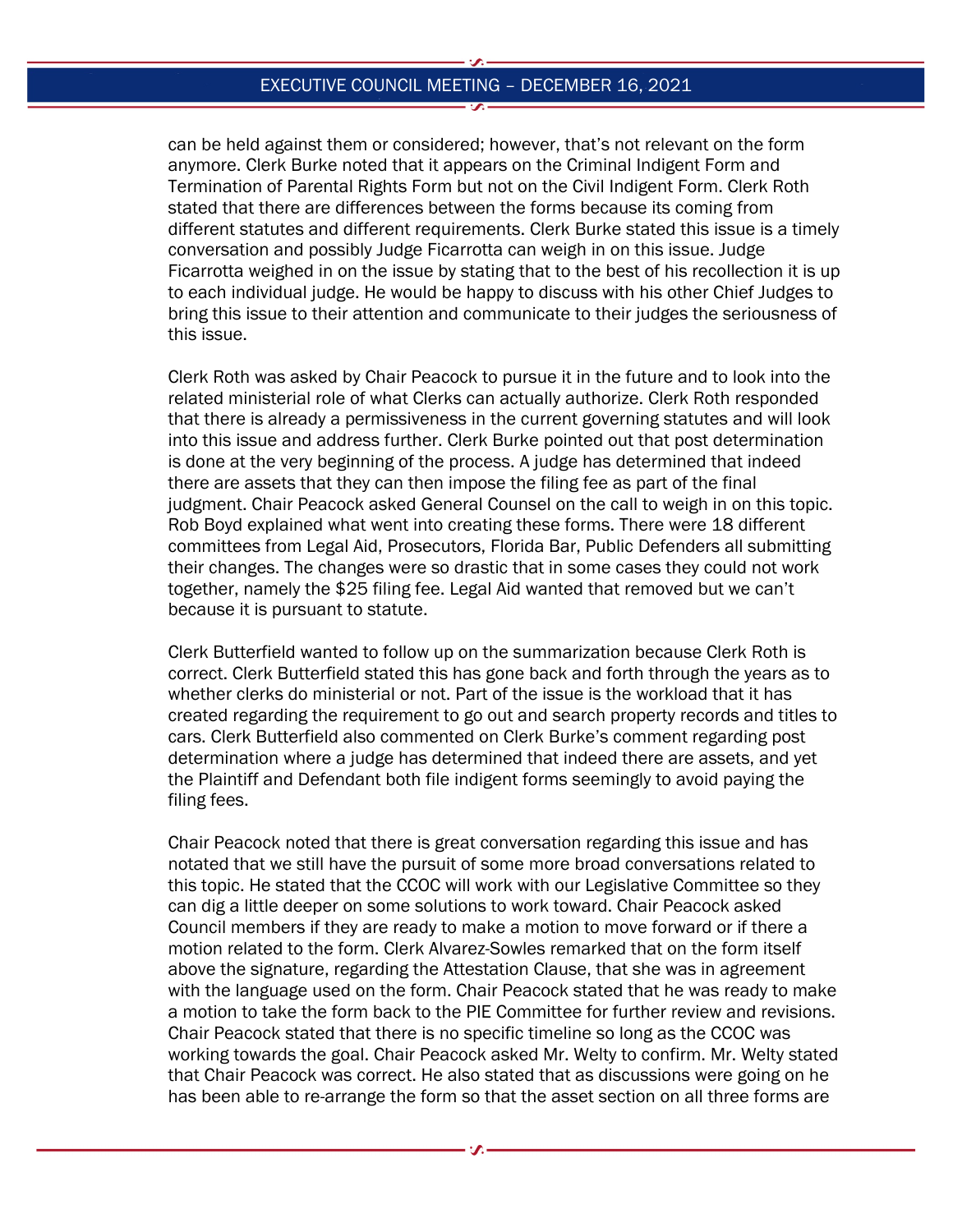can be held against them or considered; however, that's not relevant on the form anymore. Clerk Burke noted that it appears on the Criminal Indigent Form and Termination of Parental Rights Form but not on the Civil Indigent Form. Clerk Roth stated that there are differences between the forms because its coming from different statutes and different requirements. Clerk Burke stated this issue is a timely conversation and possibly Judge Ficarrotta can weigh in on this issue. Judge Ficarrotta weighed in on the issue by stating that to the best of his recollection it is up to each individual judge. He would be happy to discuss with his other Chief Judges to bring this issue to their attention and communicate to their judges the seriousness of this issue.

Clerk Roth was asked by Chair Peacock to pursue it in the future and to look into the related ministerial role of what Clerks can actually authorize. Clerk Roth responded that there is already a permissiveness in the current governing statutes and will look into this issue and address further. Clerk Burke pointed out that post determination is done at the very beginning of the process. A judge has determined that indeed there are assets that they can then impose the filing fee as part of the final judgment. Chair Peacock asked General Counsel on the call to weigh in on this topic. Rob Boyd explained what went into creating these forms. There were 18 different committees from Legal Aid, Prosecutors, Florida Bar, Public Defenders all submitting their changes. The changes were so drastic that in some cases they could not work together, namely the $25 filing fee. Legal Aid wanted that removed but we can't because it is pursuant to statute.

Clerk Butterfield wanted to follow up on the summarization because Clerk Roth is correct. Clerk Butterfield stated this has gone back and forth through the years as to whether clerks do ministerial or not. Part of the issue is the workload that it has created regarding the requirement to go out and search property records and titles to cars. Clerk Butterfield also commented on Clerk Burke's comment regarding post determination where a judge has determined that indeed there are assets, and yet the Plaintiff and Defendant both file indigent forms seemingly to avoid paying the filing fees.

Chair Peacock noted that there is great conversation regarding this issue and has notated that we still have the pursuit of some more broad conversations related to this topic. He stated that the CCOC will work with our Legislative Committee so they can dig a little deeper on some solutions to work toward. Chair Peacock asked Council members if they are ready to make a motion to move forward or if there a motion related to the form. Clerk Alvarez-Sowles remarked that on the form itself above the signature, regarding the Attestation Clause, that she was in agreement with the language used on the form. Chair Peacock stated that he was ready to make a motion to take the form back to the PIE Committee for further review and revisions. Chair Peacock stated that there is no specific timeline so long as the CCOC was working towards the goal. Chair Peacock asked Mr. Welty to confirm. Mr. Welty stated that Chair Peacock was correct. He also stated that as discussions were going on he has been able to re-arrange the form so that the asset section on all three forms are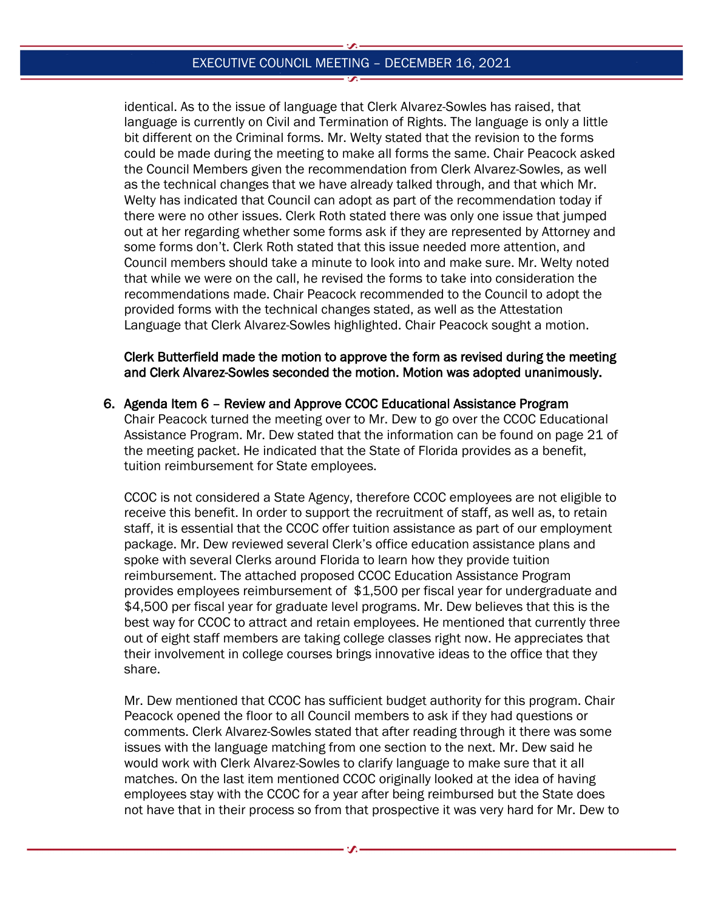identical. As to the issue of language that Clerk Alvarez-Sowles has raised, that language is currently on Civil and Termination of Rights. The language is only a little bit different on the Criminal forms. Mr. Welty stated that the revision to the forms could be made during the meeting to make all forms the same. Chair Peacock asked the Council Members given the recommendation from Clerk Alvarez-Sowles, as well as the technical changes that we have already talked through, and that which Mr. Welty has indicated that Council can adopt as part of the recommendation today if there were no other issues. Clerk Roth stated there was only one issue that jumped out at her regarding whether some forms ask if they are represented by Attorney and some forms don't. Clerk Roth stated that this issue needed more attention, and Council members should take a minute to look into and make sure. Mr. Welty noted that while we were on the call, he revised the forms to take into consideration the recommendations made. Chair Peacock recommended to the Council to adopt the provided forms with the technical changes stated, as well as the Attestation Language that Clerk Alvarez-Sowles highlighted. Chair Peacock sought a motion.

**Clerk Butterfield made the motion to approve the form as revised during the meeting and Clerk Alvarez-Sowles seconded the motion. Motion was adopted unanimously.**

6. **Agenda Item 6 – Review and Approve CCOC Educational Assistance Program**
   Chair Peacock turned the meeting over to Mr. Dew to go over the CCOC Educational Assistance Program. Mr. Dew stated that the information can be found on page 21 of the meeting packet. He indicated that the State of Florida provides as a benefit, tuition reimbursement for State employees.

   CCOC is not considered a State Agency, therefore CCOC employees are not eligible to receive this benefit. In order to support the recruitment of staff, as well as, to retain staff, it is essential that the CCOC offer tuition assistance as part of our employment package. Mr. Dew reviewed several Clerk's office education assistance plans and spoke with several Clerks around Florida to learn how they provide tuition reimbursement. The attached proposed CCOC Education Assistance Program provides employees reimbursement of $1,500 per fiscal year for undergraduate and $4,500 per fiscal year for graduate level programs. Mr. Dew believes that this is the best way for CCOC to attract and retain employees. He mentioned that currently three out of eight staff members are taking college classes right now. He appreciates that their involvement in college courses brings innovative ideas to the office that they share.

   Mr. Dew mentioned that CCOC has sufficient budget authority for this program. Chair Peacock opened the floor to all Council members to ask if they had questions or comments. Clerk Alvarez-Sowles stated that after reading through it there was some issues with the language matching from one section to the next. Mr. Dew said he would work with Clerk Alvarez-Sowles to clarify language to make sure that it all matches. On the last item mentioned CCOC originally looked at the idea of having employees stay with the CCOC for a year after being reimbursed but the State does not have that in their process so from that prospective it was very hard for Mr. Dew to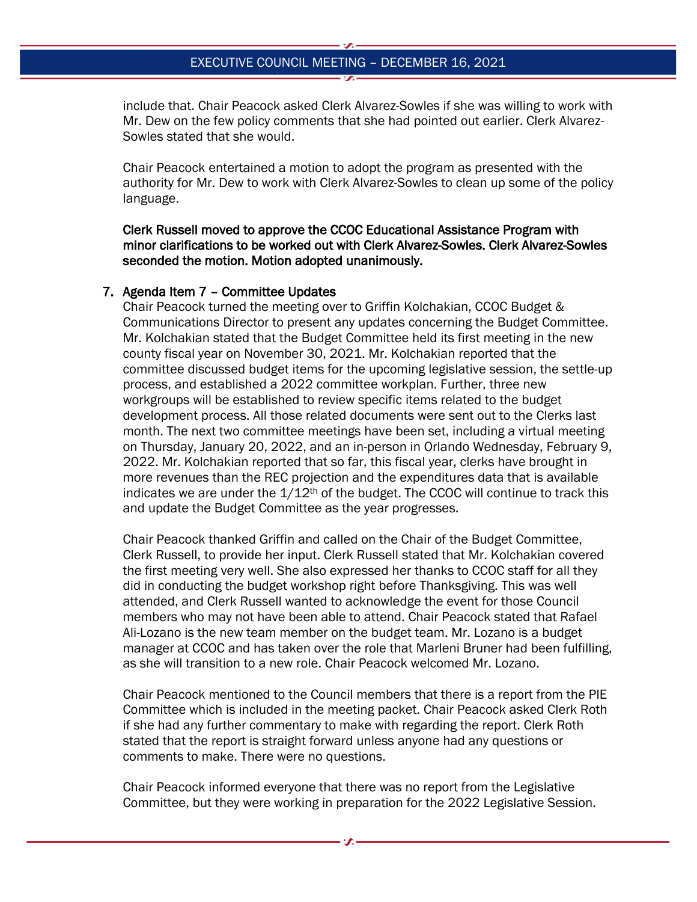include that. Chair Peacock asked Clerk Alvarez-Sowles if she was willing to work with Mr. Dew on the few policy comments that she had pointed out earlier. Clerk Alvarez-Sowles stated that she would.

Chair Peacock entertained a motion to adopt the program as presented with the authority for Mr. Dew to work with Clerk Alvarez-Sowles to clean up some of the policy language.

**Clerk Russell moved to approve the CCOC Educational Assistance Program with minor clarifications to be worked out with Clerk Alvarez-Sowles. Clerk Alvarez-Sowles seconded the motion. Motion adopted unanimously.**

7. **Agenda Item 7 – Committee Updates**

   Chair Peacock turned the meeting over to Griffin Kolchakian, CCOC Budget & Communications Director to present any updates concerning the Budget Committee. Mr. Kolchakian stated that the Budget Committee held its first meeting in the new county fiscal year on November 30, 2021. Mr. Kolchakian reported that the committee discussed budget items for the upcoming legislative session, the settle-up process, and established a 2022 committee workplan. Further, three new workgroups will be established to review specific items related to the budget development process. All those related documents were sent out to the Clerks last month. The next two committee meetings have been set, including a virtual meeting on Thursday, January 20, 2022, and an in-person in Orlando Wednesday, February 9, 2022. Mr. Kolchakian reported that so far, this fiscal year, clerks have brought in more revenues than the REC projection and the expenditures data that is available indicates we are under the 1/12th of the budget. The CCOC will continue to track this and update the Budget Committee as the year progresses.

   Chair Peacock thanked Griffin and called on the Chair of the Budget Committee, Clerk Russell, to provide her input. Clerk Russell stated that Mr. Kolchakian covered the first meeting very well. She also expressed her thanks to CCOC staff for all they did in conducting the budget workshop right before Thanksgiving. This was well attended, and Clerk Russell wanted to acknowledge the event for those Council members who may not have been able to attend. Chair Peacock stated that Rafael Ali-Lozano is the new team member on the budget team. Mr. Lozano is a budget manager at CCOC and has taken over the role that Marleni Bruner had been fulfilling, as she will transition to a new role. Chair Peacock welcomed Mr. Lozano.

   Chair Peacock mentioned to the Council members that there is a report from the PIE Committee which is included in the meeting packet. Chair Peacock asked Clerk Roth if she had any further commentary to make with regarding the report. Clerk Roth stated that the report is straight forward unless anyone had any questions or comments to make. There were no questions.

   Chair Peacock informed everyone that there was no report from the Legislative Committee, but they were working in preparation for the 2022 Legislative Session.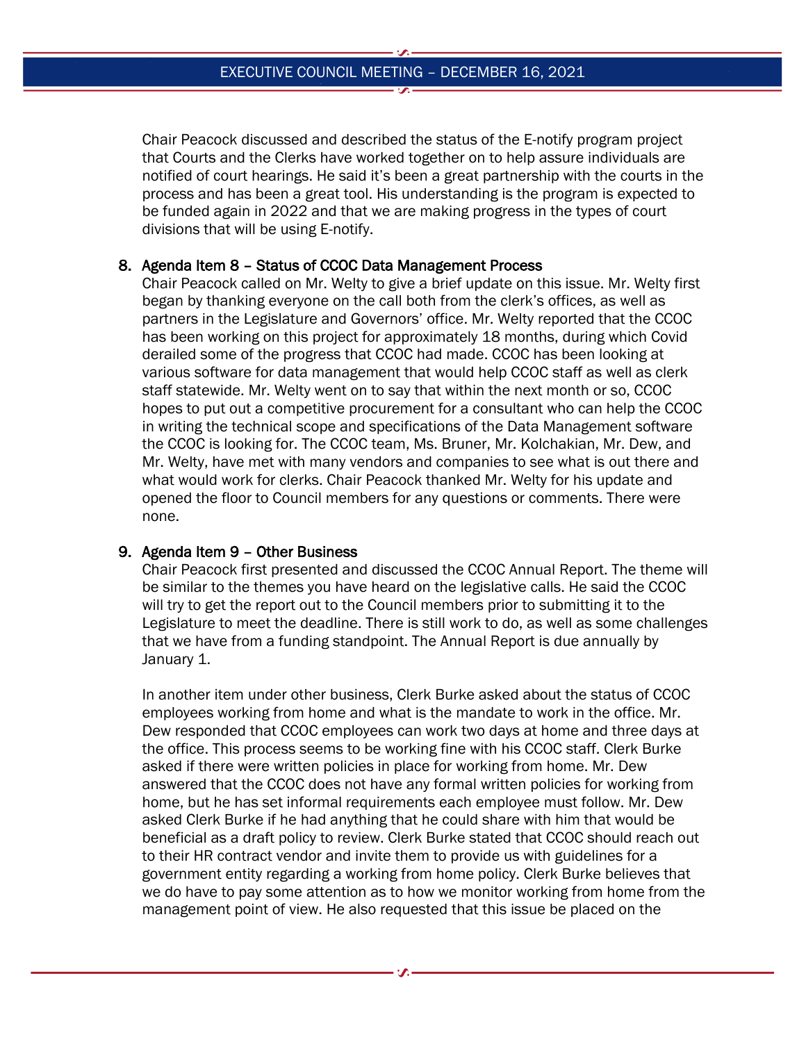Chair Peacock discussed and described the status of the E-notify program project that Courts and the Clerks have worked together on to help assure individuals are notified of court hearings. He said it's been a great partnership with the courts in the process and has been a great tool. His understanding is the program is expected to be funded again in 2022 and that we are making progress in the types of court divisions that will be using E-notify.

8. **Agenda Item 8 – Status of CCOC Data Management Process**
   Chair Peacock called on Mr. Welty to give a brief update on this issue. Mr. Welty first began by thanking everyone on the call both from the clerk's offices, as well as partners in the Legislature and Governors' office. Mr. Welty reported that the CCOC has been working on this project for approximately 18 months, during which Covid derailed some of the progress that CCOC had made. CCOC has been looking at various software for data management that would help CCOC staff as well as clerk staff statewide. Mr. Welty went on to say that within the next month or so, CCOC hopes to put out a competitive procurement for a consultant who can help the CCOC in writing the technical scope and specifications of the Data Management software the CCOC is looking for. The CCOC team, Ms. Bruner, Mr. Kolchakian, Mr. Dew, and Mr. Welty, have met with many vendors and companies to see what is out there and what would work for clerks. Chair Peacock thanked Mr. Welty for his update and opened the floor to Council members for any questions or comments. There were none.

9. **Agenda Item 9 – Other Business**
   Chair Peacock first presented and discussed the CCOC Annual Report. The theme will be similar to the themes you have heard on the legislative calls. He said the CCOC will try to get the report out to the Council members prior to submitting it to the Legislature to meet the deadline. There is still work to do, as well as some challenges that we have from a funding standpoint. The Annual Report is due annually by January 1.

   In another item under other business, Clerk Burke asked about the status of CCOC employees working from home and what is the mandate to work in the office. Mr. Dew responded that CCOC employees can work two days at home and three days at the office. This process seems to be working fine with his CCOC staff. Clerk Burke asked if there were written policies in place for working from home. Mr. Dew answered that the CCOC does not have any formal written policies for working from home, but he has set informal requirements each employee must follow. Mr. Dew asked Clerk Burke if he had anything that he could share with him that would be beneficial as a draft policy to review. Clerk Burke stated that CCOC should reach out to their HR contract vendor and invite them to provide us with guidelines for a government entity regarding a working from home policy. Clerk Burke believes that we do have to pay some attention as to how we monitor working from home from the management point of view. He also requested that this issue be placed on the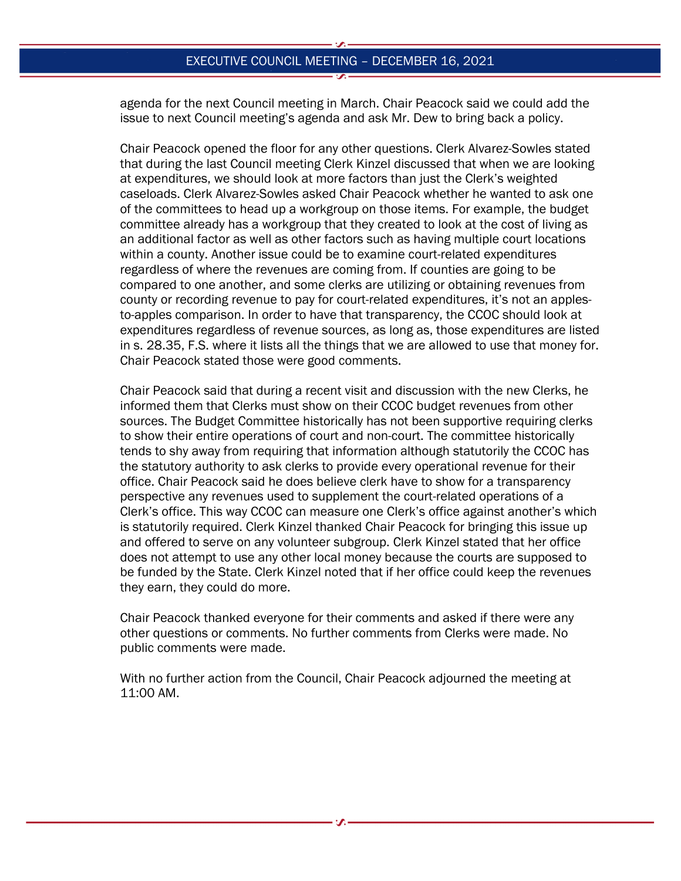agenda for the next Council meeting in March. Chair Peacock said we could add the issue to next Council meeting's agenda and ask Mr. Dew to bring back a policy.

Chair Peacock opened the floor for any other questions. Clerk Alvarez-Sowles stated that during the last Council meeting Clerk Kinzel discussed that when we are looking at expenditures, we should look at more factors than just the Clerk's weighted caseloads. Clerk Alvarez-Sowles asked Chair Peacock whether he wanted to ask one of the committees to head up a workgroup on those items. For example, the budget committee already has a workgroup that they created to look at the cost of living as an additional factor as well as other factors such as having multiple court locations within a county. Another issue could be to examine court-related expenditures regardless of where the revenues are coming from. If counties are going to be compared to one another, and some clerks are utilizing or obtaining revenues from county or recording revenue to pay for court-related expenditures, it's not an apples-to-apples comparison. In order to have that transparency, the CCOC should look at expenditures regardless of revenue sources, as long as, those expenditures are listed in s. 28.35, F.S. where it lists all the things that we are allowed to use that money for. Chair Peacock stated those were good comments.

Chair Peacock said that during a recent visit and discussion with the new Clerks, he informed them that Clerks must show on their CCOC budget revenues from other sources. The Budget Committee historically has not been supportive requiring clerks to show their entire operations of court and non-court. The committee historically tends to shy away from requiring that information although statutorily the CCOC has the statutory authority to ask clerks to provide every operational revenue for their office. Chair Peacock said he does believe clerk have to show for a transparency perspective any revenues used to supplement the court-related operations of a Clerk's office. This way CCOC can measure one Clerk's office against another's which is statutorily required. Clerk Kinzel thanked Chair Peacock for bringing this issue up and offered to serve on any volunteer subgroup. Clerk Kinzel stated that her office does not attempt to use any other local money because the courts are supposed to be funded by the State. Clerk Kinzel noted that if her office could keep the revenues they earn, they could do more.

Chair Peacock thanked everyone for their comments and asked if there were any other questions or comments. No further comments from Clerks were made. No public comments were made.

With no further action from the Council, Chair Peacock adjourned the meeting at 11:00 AM.